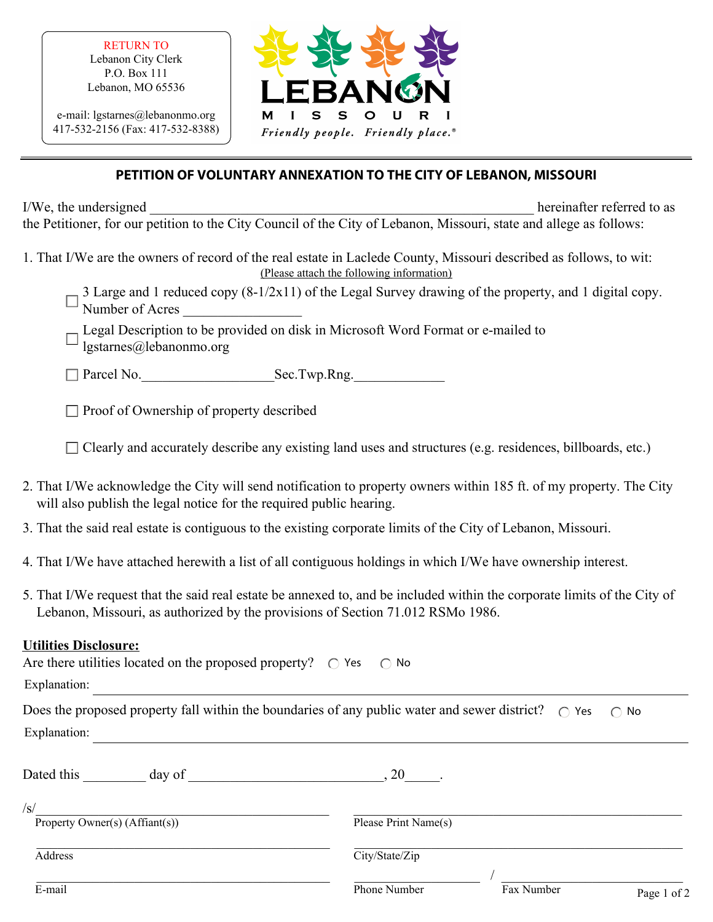RETURN TO
Lebanon City Clerk
P.O. Box 111
Lebanon, MO 65536

e-mail: lgstarnes@lebanonmo.org
417-532-2156 (Fax: 417-532-8388)

LEBANON
MISSOURI
*Friendly people. Friendly place.®*

## PETITION OF VOLUNTARY ANNEXATION TO THE CITY OF LEBANON, MISSOURI

I/We, the undersigned _______________________________________________ hereinafter referred to as the Petitioner, for our petition to the City Council of the City of Lebanon, Missouri, state and allege as follows:

1. That I/We are the owners of record of the real estate in Laclede County, Missouri described as follows, to wit:

   (Please attach the following information)

   - ☐ 3 Large and 1 reduced copy (8-1/2x11) of the Legal Survey drawing of the property, and 1 digital copy. Number of Acres ________________
   - ☐ Legal Description to be provided on disk in Microsoft Word Format or e-mailed to lgstarnes@lebanonmo.org
   - ☐ Parcel No.__________________Sec.Twp.Rng.____________
   - ☐ Proof of Ownership of property described
   - ☐ Clearly and accurately describe any existing land uses and structures (e.g. residences, billboards, etc.)

2. That I/We acknowledge the City will send notification to property owners within 185 ft. of my property. The City will also publish the legal notice for the required public hearing.
3. That the said real estate is contiguous to the existing corporate limits of the City of Lebanon, Missouri.
4. That I/We have attached herewith a list of all contiguous holdings in which I/We have ownership interest.
5. That I/We request that the said real estate be annexed to, and be included within the corporate limits of the City of Lebanon, Missouri, as authorized by the provisions of Section 71.012 RSMo 1986.

**Utilities Disclosure:**

Are there utilities located on the proposed property? ◯ Yes ◯ No

Explanation: ______________________________________________

Does the proposed property fall within the boundaries of any public water and sewer district? ◯ Yes ◯ No

Explanation: ______________________________________________

Dated this _________ day of ___________________________, 20_____.

/s/______________________________ ______________________________
Property Owner(s) (Affiant(s)) Please Print Name(s)

______________________________ ______________________________
Address City/State/Zip

______________________________ ________________ / ________________
E-mail Phone Number Fax Number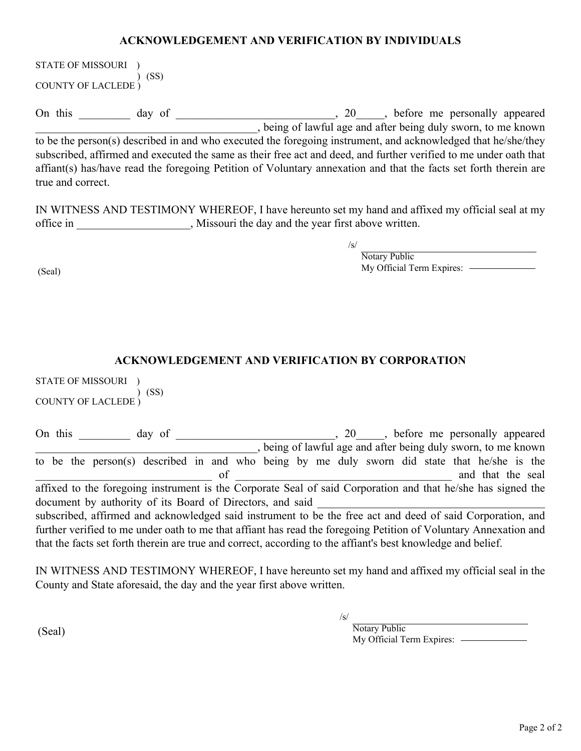## ACKNOWLEDGEMENT AND VERIFICATION BY INDIVIDUALS

STATE OF MISSOURI )
) (SS)
COUNTY OF LACLEDE )

On this _________ day of ___________________________, 20_____, before me personally appeared _______________________________________, being of lawful age and after being duly sworn, to me known to be the person(s) described in and who executed the foregoing instrument, and acknowledged that he/she/they subscribed, affirmed and executed the same as their free act and deed, and further verified to me under oath that affiant(s) has/have read the foregoing Petition of Voluntary annexation and that the facts set forth therein are true and correct.

IN WITNESS AND TESTIMONY WHEREOF, I have hereunto set my hand and affixed my official seal at my office in ____________________, Missouri the day and the year first above written.

/s/ ______________________________
Notary Public
My Official Term Expires: ____________

(Seal)

## ACKNOWLEDGEMENT AND VERIFICATION BY CORPORATION

STATE OF MISSOURI )
) (SS)
COUNTY OF LACLEDE )

On this _________ day of ___________________________, 20_____, before me personally appeared _______________________________________, being of lawful age and after being duly sworn, to me known to be the person(s) described in and who being by me duly sworn did state that he/she is the ______________________________ of _____________________________________ and that the seal affixed to the foregoing instrument is the Corporate Seal of said Corporation and that he/she has signed the document by authority of its Board of Directors, and said _______________________________________ subscribed, affirmed and acknowledged said instrument to be the free act and deed of said Corporation, and further verified to me under oath to me that affiant has read the foregoing Petition of Voluntary Annexation and that the facts set forth therein are true and correct, according to the affiant's best knowledge and belief.

IN WITNESS AND TESTIMONY WHEREOF, I have hereunto set my hand and affixed my official seal in the County and State aforesaid, the day and the year first above written.

/s/ ______________________________
Notary Public
My Official Term Expires: ____________

(Seal)